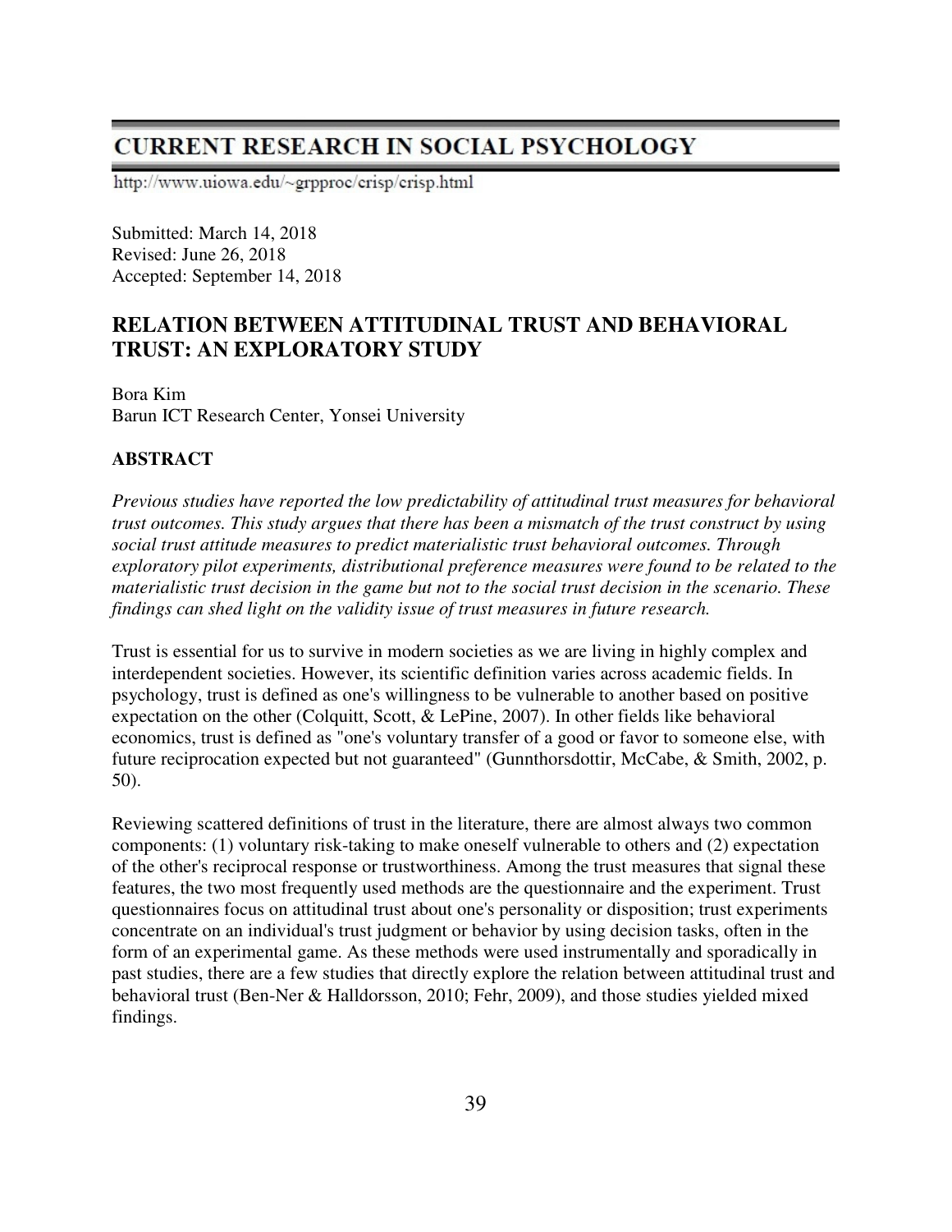# CURRENT RESEARCH IN SOCIAL PSYCHOLOGY

http://www.uiowa.edu/~grpproc/crisp/crisp.html

Submitted: March 14, 2018
Revised: June 26, 2018
Accepted: September 14, 2018

## RELATION BETWEEN ATTITUDINAL TRUST AND BEHAVIORAL TRUST: AN EXPLORATORY STUDY

Bora Kim
Barun ICT Research Center, Yonsei University

### ABSTRACT

*Previous studies have reported the low predictability of attitudinal trust measures for behavioral trust outcomes. This study argues that there has been a mismatch of the trust construct by using social trust attitude measures to predict materialistic trust behavioral outcomes. Through exploratory pilot experiments, distributional preference measures were found to be related to the materialistic trust decision in the game but not to the social trust decision in the scenario. These findings can shed light on the validity issue of trust measures in future research.*

Trust is essential for us to survive in modern societies as we are living in highly complex and interdependent societies. However, its scientific definition varies across academic fields. In psychology, trust is defined as one's willingness to be vulnerable to another based on positive expectation on the other (Colquitt, Scott, & LePine, 2007). In other fields like behavioral economics, trust is defined as "one's voluntary transfer of a good or favor to someone else, with future reciprocation expected but not guaranteed" (Gunnthorsdottir, McCabe, & Smith, 2002, p. 50).

Reviewing scattered definitions of trust in the literature, there are almost always two common components: (1) voluntary risk-taking to make oneself vulnerable to others and (2) expectation of the other's reciprocal response or trustworthiness. Among the trust measures that signal these features, the two most frequently used methods are the questionnaire and the experiment. Trust questionnaires focus on attitudinal trust about one's personality or disposition; trust experiments concentrate on an individual's trust judgment or behavior by using decision tasks, often in the form of an experimental game. As these methods were used instrumentally and sporadically in past studies, there are a few studies that directly explore the relation between attitudinal trust and behavioral trust (Ben-Ner & Halldorsson, 2010; Fehr, 2009), and those studies yielded mixed findings.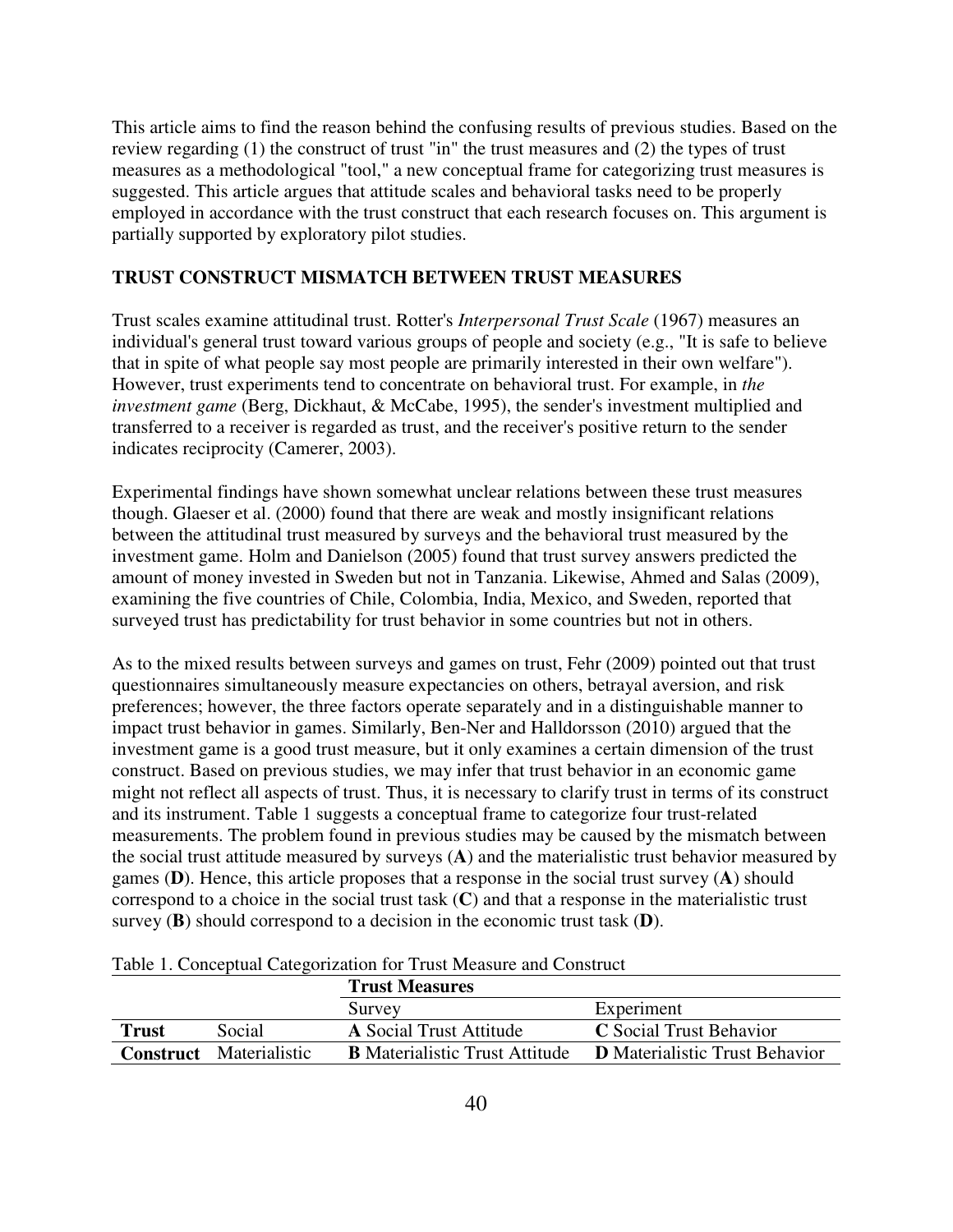This article aims to find the reason behind the confusing results of previous studies. Based on the review regarding (1) the construct of trust "in" the trust measures and (2) the types of trust measures as a methodological "tool," a new conceptual frame for categorizing trust measures is suggested. This article argues that attitude scales and behavioral tasks need to be properly employed in accordance with the trust construct that each research focuses on. This argument is partially supported by exploratory pilot studies.

## TRUST CONSTRUCT MISMATCH BETWEEN TRUST MEASURES

Trust scales examine attitudinal trust. Rotter's *Interpersonal Trust Scale* (1967) measures an individual's general trust toward various groups of people and society (e.g., "It is safe to believe that in spite of what people say most people are primarily interested in their own welfare"). However, trust experiments tend to concentrate on behavioral trust. For example, in *the investment game* (Berg, Dickhaut, & McCabe, 1995), the sender's investment multiplied and transferred to a receiver is regarded as trust, and the receiver's positive return to the sender indicates reciprocity (Camerer, 2003).

Experimental findings have shown somewhat unclear relations between these trust measures though. Glaeser et al. (2000) found that there are weak and mostly insignificant relations between the attitudinal trust measured by surveys and the behavioral trust measured by the investment game. Holm and Danielson (2005) found that trust survey answers predicted the amount of money invested in Sweden but not in Tanzania. Likewise, Ahmed and Salas (2009), examining the five countries of Chile, Colombia, India, Mexico, and Sweden, reported that surveyed trust has predictability for trust behavior in some countries but not in others.

As to the mixed results between surveys and games on trust, Fehr (2009) pointed out that trust questionnaires simultaneously measure expectancies on others, betrayal aversion, and risk preferences; however, the three factors operate separately and in a distinguishable manner to impact trust behavior in games. Similarly, Ben-Ner and Halldorsson (2010) argued that the investment game is a good trust measure, but it only examines a certain dimension of the trust construct. Based on previous studies, we may infer that trust behavior in an economic game might not reflect all aspects of trust. Thus, it is necessary to clarify trust in terms of its construct and its instrument. Table 1 suggests a conceptual frame to categorize four trust-related measurements. The problem found in previous studies may be caused by the mismatch between the social trust attitude measured by surveys (**A**) and the materialistic trust behavior measured by games (**D**). Hence, this article proposes that a response in the social trust survey (**A**) should correspond to a choice in the social trust task (**C**) and that a response in the materialistic trust survey (**B**) should correspond to a decision in the economic trust task (**D**).

Table 1. Conceptual Categorization for Trust Measure and Construct

| | | **Trust Measures** | |
|---|---|---|---|
| | | Survey | Experiment |
| **Trust** | Social | **A** Social Trust Attitude | **C** Social Trust Behavior |
| **Construct** | Materialistic | **B** Materialistic Trust Attitude | **D** Materialistic Trust Behavior |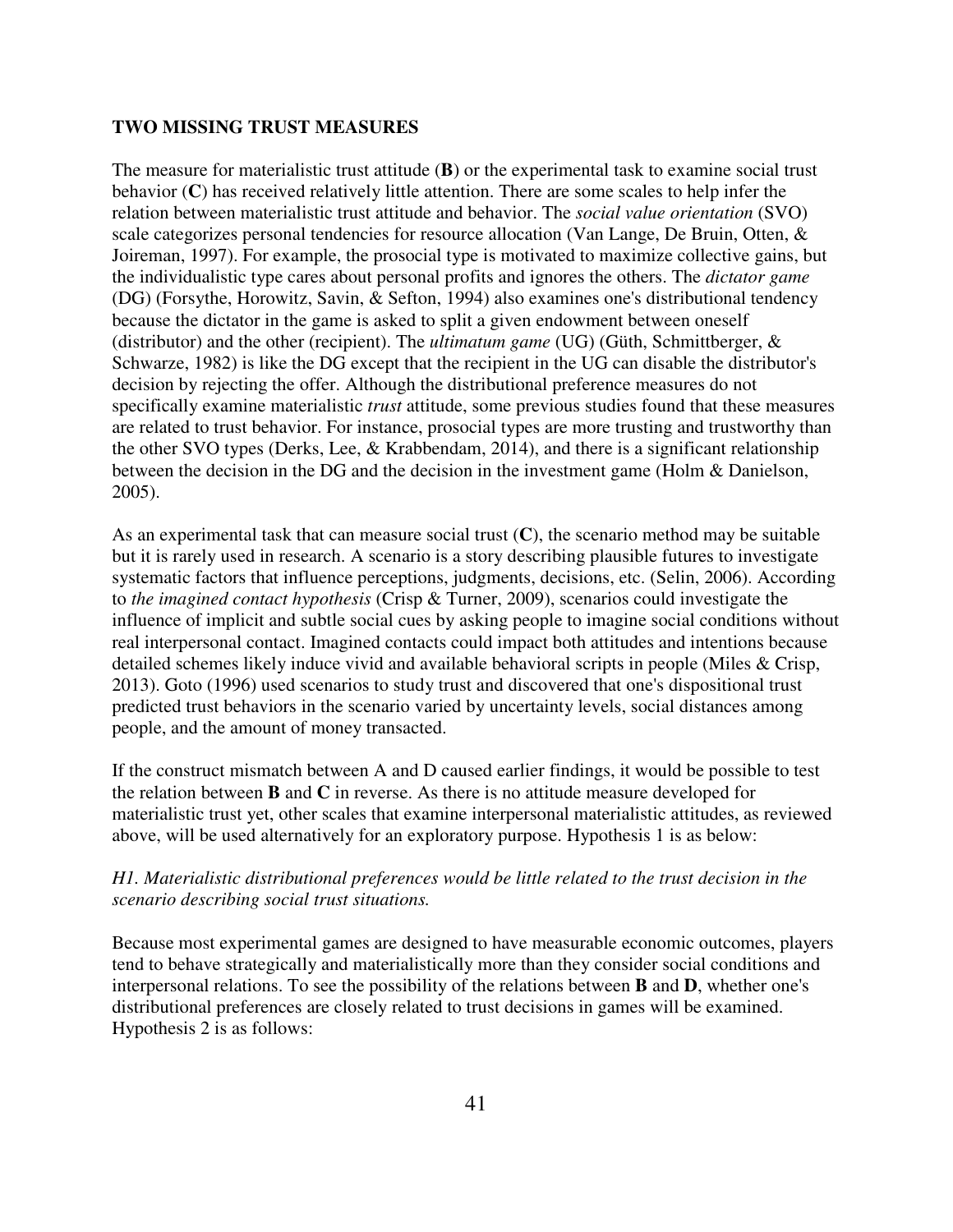### TWO MISSING TRUST MEASURES

The measure for materialistic trust attitude (**B**) or the experimental task to examine social trust behavior (**C**) has received relatively little attention. There are some scales to help infer the relation between materialistic trust attitude and behavior. The *social value orientation* (SVO) scale categorizes personal tendencies for resource allocation (Van Lange, De Bruin, Otten, & Joireman, 1997). For example, the prosocial type is motivated to maximize collective gains, but the individualistic type cares about personal profits and ignores the others. The *dictator game* (DG) (Forsythe, Horowitz, Savin, & Sefton, 1994) also examines one's distributional tendency because the dictator in the game is asked to split a given endowment between oneself (distributor) and the other (recipient). The *ultimatum game* (UG) (Güth, Schmittberger, & Schwarze, 1982) is like the DG except that the recipient in the UG can disable the distributor's decision by rejecting the offer. Although the distributional preference measures do not specifically examine materialistic *trust* attitude, some previous studies found that these measures are related to trust behavior. For instance, prosocial types are more trusting and trustworthy than the other SVO types (Derks, Lee, & Krabbendam, 2014), and there is a significant relationship between the decision in the DG and the decision in the investment game (Holm & Danielson, 2005).

As an experimental task that can measure social trust (**C**), the scenario method may be suitable but it is rarely used in research. A scenario is a story describing plausible futures to investigate systematic factors that influence perceptions, judgments, decisions, etc. (Selin, 2006). According to *the imagined contact hypothesis* (Crisp & Turner, 2009), scenarios could investigate the influence of implicit and subtle social cues by asking people to imagine social conditions without real interpersonal contact. Imagined contacts could impact both attitudes and intentions because detailed schemes likely induce vivid and available behavioral scripts in people (Miles & Crisp, 2013). Goto (1996) used scenarios to study trust and discovered that one's dispositional trust predicted trust behaviors in the scenario varied by uncertainty levels, social distances among people, and the amount of money transacted.

If the construct mismatch between A and D caused earlier findings, it would be possible to test the relation between **B** and **C** in reverse. As there is no attitude measure developed for materialistic trust yet, other scales that examine interpersonal materialistic attitudes, as reviewed above, will be used alternatively for an exploratory purpose. Hypothesis 1 is as below:

*H1. Materialistic distributional preferences would be little related to the trust decision in the scenario describing social trust situations.*

Because most experimental games are designed to have measurable economic outcomes, players tend to behave strategically and materialistically more than they consider social conditions and interpersonal relations. To see the possibility of the relations between **B** and **D**, whether one's distributional preferences are closely related to trust decisions in games will be examined. Hypothesis 2 is as follows: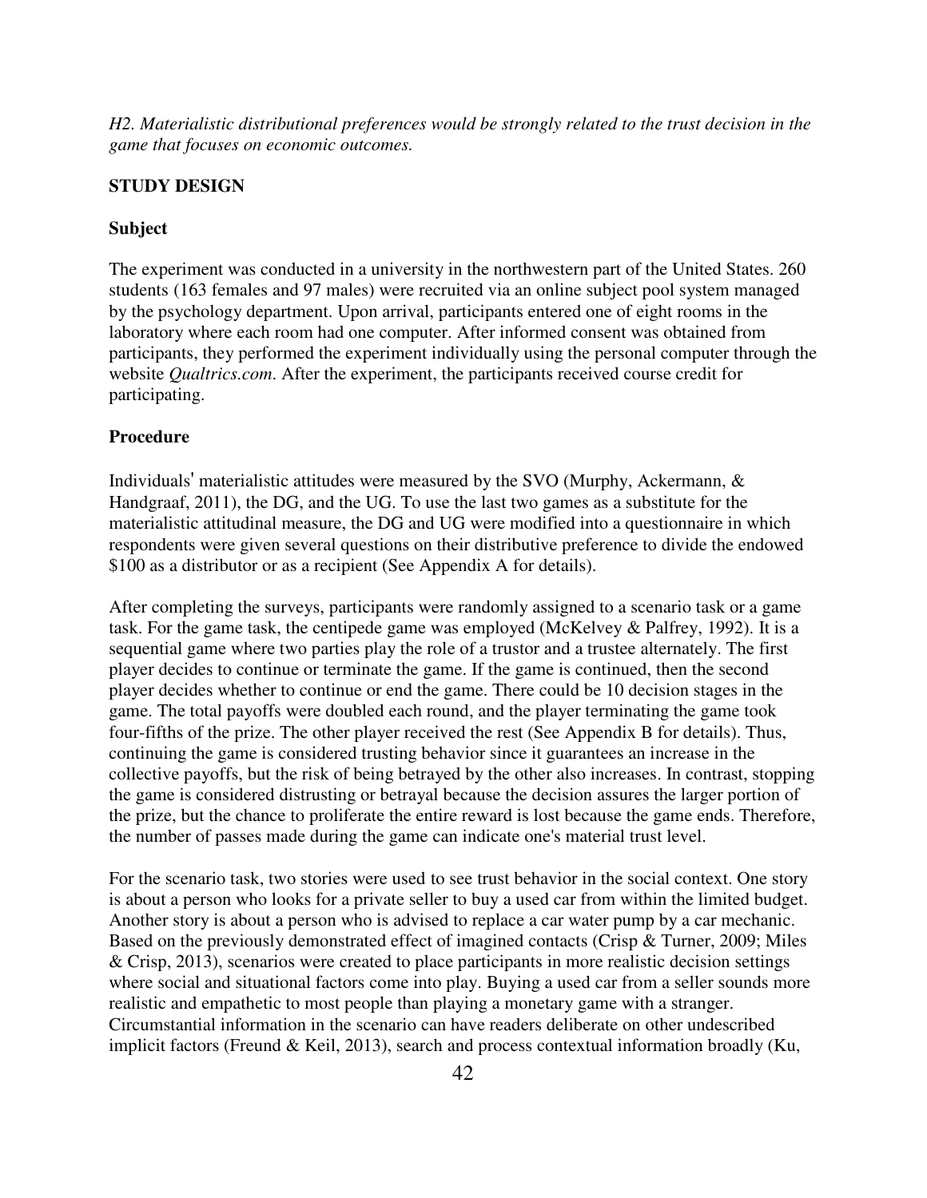*H2. Materialistic distributional preferences would be strongly related to the trust decision in the game that focuses on economic outcomes.*

## STUDY DESIGN

### Subject

The experiment was conducted in a university in the northwestern part of the United States. 260 students (163 females and 97 males) were recruited via an online subject pool system managed by the psychology department. Upon arrival, participants entered one of eight rooms in the laboratory where each room had one computer. After informed consent was obtained from participants, they performed the experiment individually using the personal computer through the website *Qualtrics.com*. After the experiment, the participants received course credit for participating.

### Procedure

Individuals' materialistic attitudes were measured by the SVO (Murphy, Ackermann, & Handgraaf, 2011), the DG, and the UG. To use the last two games as a substitute for the materialistic attitudinal measure, the DG and UG were modified into a questionnaire in which respondents were given several questions on their distributive preference to divide the endowed $100 as a distributor or as a recipient (See Appendix A for details).

After completing the surveys, participants were randomly assigned to a scenario task or a game task. For the game task, the centipede game was employed (McKelvey & Palfrey, 1992). It is a sequential game where two parties play the role of a trustor and a trustee alternately. The first player decides to continue or terminate the game. If the game is continued, then the second player decides whether to continue or end the game. There could be 10 decision stages in the game. The total payoffs were doubled each round, and the player terminating the game took four-fifths of the prize. The other player received the rest (See Appendix B for details). Thus, continuing the game is considered trusting behavior since it guarantees an increase in the collective payoffs, but the risk of being betrayed by the other also increases. In contrast, stopping the game is considered distrusting or betrayal because the decision assures the larger portion of the prize, but the chance to proliferate the entire reward is lost because the game ends. Therefore, the number of passes made during the game can indicate one's material trust level.

For the scenario task, two stories were used to see trust behavior in the social context. One story is about a person who looks for a private seller to buy a used car from within the limited budget. Another story is about a person who is advised to replace a car water pump by a car mechanic. Based on the previously demonstrated effect of imagined contacts (Crisp & Turner, 2009; Miles & Crisp, 2013), scenarios were created to place participants in more realistic decision settings where social and situational factors come into play. Buying a used car from a seller sounds more realistic and empathetic to most people than playing a monetary game with a stranger. Circumstantial information in the scenario can have readers deliberate on other undescribed implicit factors (Freund & Keil, 2013), search and process contextual information broadly (Ku,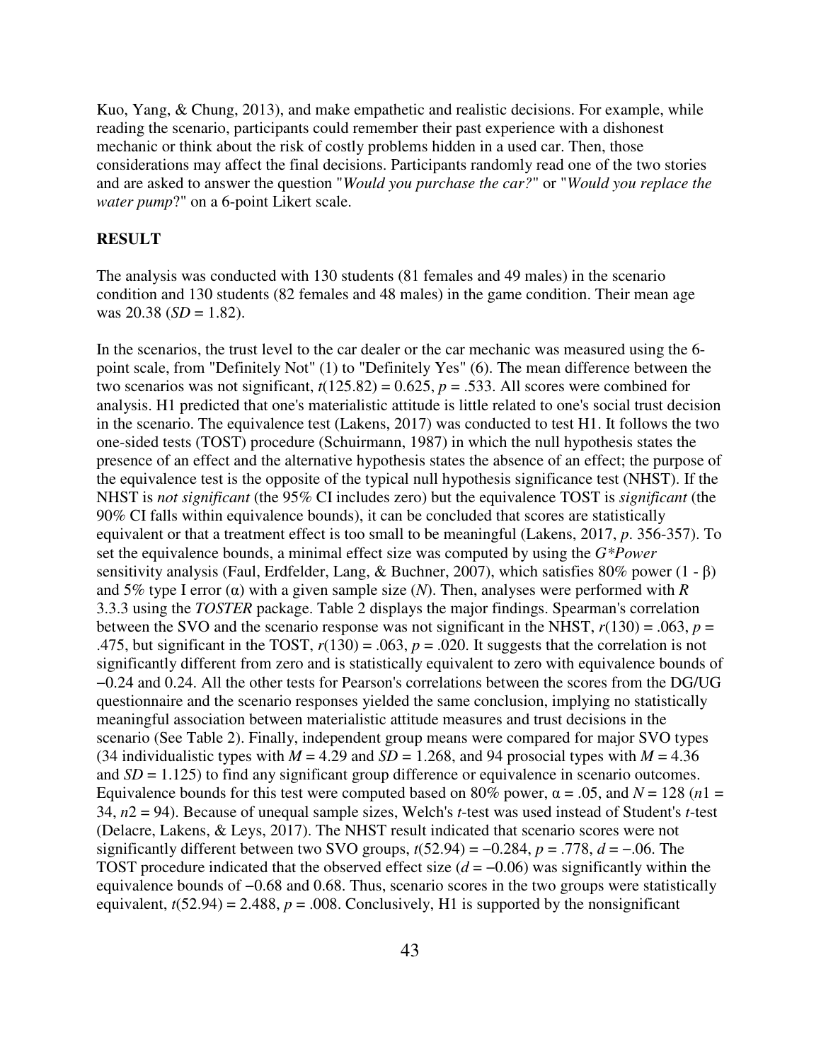Kuo, Yang, & Chung, 2013), and make empathetic and realistic decisions. For example, while reading the scenario, participants could remember their past experience with a dishonest mechanic or think about the risk of costly problems hidden in a used car. Then, those considerations may affect the final decisions. Participants randomly read one of the two stories and are asked to answer the question "*Would you purchase the car?*" or "*Would you replace the water pump*?" on a 6-point Likert scale.

## RESULT

The analysis was conducted with 130 students (81 females and 49 males) in the scenario condition and 130 students (82 females and 48 males) in the game condition. Their mean age was 20.38 ($SD$ = 1.82).

In the scenarios, the trust level to the car dealer or the car mechanic was measured using the 6-point scale, from "Definitely Not" (1) to "Definitely Yes" (6). The mean difference between the two scenarios was not significant, $t(125.82) = 0.625$, $p = .533$. All scores were combined for analysis. H1 predicted that one's materialistic attitude is little related to one's social trust decision in the scenario. The equivalence test (Lakens, 2017) was conducted to test H1. It follows the two one-sided tests (TOST) procedure (Schuirmann, 1987) in which the null hypothesis states the presence of an effect and the alternative hypothesis states the absence of an effect; the purpose of the equivalence test is the opposite of the typical null hypothesis significance test (NHST). If the NHST is *not significant* (the 95% CI includes zero) but the equivalence TOST is *significant* (the 90% CI falls within equivalence bounds), it can be concluded that scores are statistically equivalent or that a treatment effect is too small to be meaningful (Lakens, 2017, *p*. 356-357). To set the equivalence bounds, a minimal effect size was computed by using the *G\*Power* sensitivity analysis (Faul, Erdfelder, Lang, & Buchner, 2007), which satisfies 80% power ($1 - \beta$) and 5% type I error ($\alpha$) with a given sample size ($N$). Then, analyses were performed with *R* 3.3.3 using the *TOSTER* package. Table 2 displays the major findings. Spearman's correlation between the SVO and the scenario response was not significant in the NHST, $r(130) = .063$, $p = .475$, but significant in the TOST, $r(130) = .063$, $p = .020$. It suggests that the correlation is not significantly different from zero and is statistically equivalent to zero with equivalence bounds of −0.24 and 0.24. All the other tests for Pearson's correlations between the scores from the DG/UG questionnaire and the scenario responses yielded the same conclusion, implying no statistically meaningful association between materialistic attitude measures and trust decisions in the scenario (See Table 2). Finally, independent group means were compared for major SVO types (34 individualistic types with $M = 4.29$ and $SD = 1.268$, and 94 prosocial types with $M = 4.36$ and $SD = 1.125$) to find any significant group difference or equivalence in scenario outcomes. Equivalence bounds for this test were computed based on 80% power, $\alpha = .05$, and $N = 128$ ($n1$ = 34, $n2$ = 94). Because of unequal sample sizes, Welch's $t$-test was used instead of Student's $t$-test (Delacre, Lakens, & Leys, 2017). The NHST result indicated that scenario scores were not significantly different between two SVO groups, $t(52.94) = -0.284$, $p = .778$, $d = -.06$. The TOST procedure indicated that the observed effect size ($d = -0.06$) was significantly within the equivalence bounds of −0.68 and 0.68. Thus, scenario scores in the two groups were statistically equivalent, $t(52.94) = 2.488$, $p = .008$. Conclusively, H1 is supported by the nonsignificant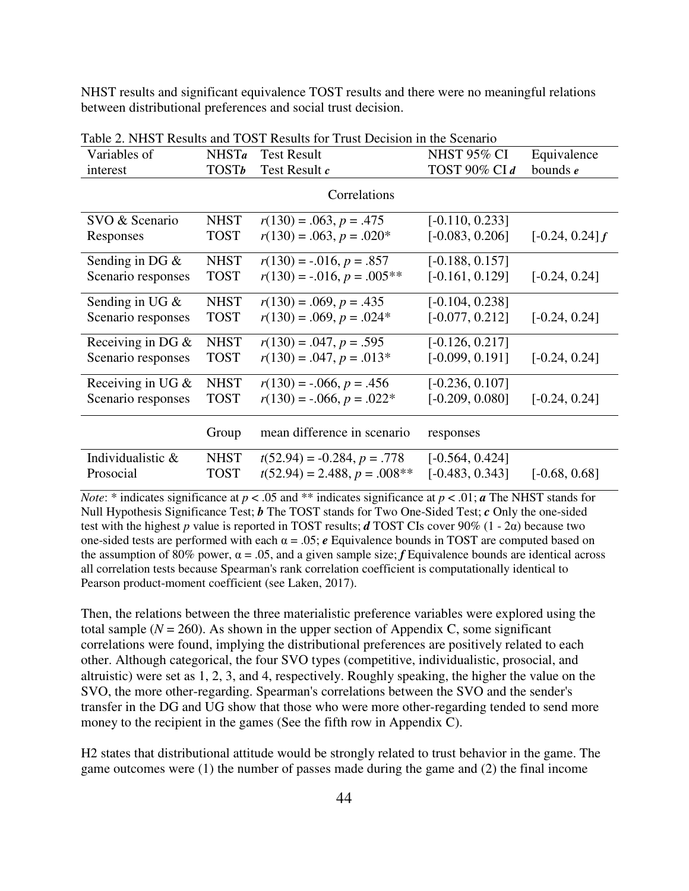NHST results and significant equivalence TOST results and there were no meaningful relations between distributional preferences and social trust decision.

Table 2. NHST Results and TOST Results for Trust Decision in the Scenario

| Variables of interest | NHST*a* TOST*b* | Test Result / Test Result *c* | NHST 95% CI / TOST 90% CI *d* | Equivalence bounds *e* |
|---|---|---|---|---|
| | | Correlations | | |
| SVO & Scenario Responses | NHST | $r(130) = .063, p = .475$ | [-0.110, 0.233] | |
| | TOST | $r(130) = .063, p = .020$* | [-0.083, 0.206] | [-0.24, 0.24] *f* |
| Sending in DG & Scenario responses | NHST | $r(130) = -.016, p = .857$ | [-0.188, 0.157] | |
| | TOST | $r(130) = -.016, p = .005$** | [-0.161, 0.129] | [-0.24, 0.24] |
| Sending in UG & Scenario responses | NHST | $r(130) = .069, p = .435$ | [-0.104, 0.238] | |
| | TOST | $r(130) = .069, p = .024$* | [-0.077, 0.212] | [-0.24, 0.24] |
| Receiving in DG & Scenario responses | NHST | $r(130) = .047, p = .595$ | [-0.126, 0.217] | |
| | TOST | $r(130) = .047, p = .013$* | [-0.099, 0.191] | [-0.24, 0.24] |
| Receiving in UG & Scenario responses | NHST | $r(130) = -.066, p = .456$ | [-0.236, 0.107] | |
| | TOST | $r(130) = -.066, p = .022$* | [-0.209, 0.080] | [-0.24, 0.24] |
| | Group | mean difference in scenario | responses | |
| Individualistic & Prosocial | NHST | $t(52.94) = -0.284, p = .778$ | [-0.564, 0.424] | |
| | TOST | $t(52.94) = 2.488, p = .008$** | [-0.483, 0.343] | [-0.68, 0.68] |

*Note*: * indicates significance at $p < .05$ and ** indicates significance at $p < .01$; ***a*** The NHST stands for Null Hypothesis Significance Test; ***b*** The TOST stands for Two One-Sided Test; ***c*** Only the one-sided test with the highest *p* value is reported in TOST results; ***d*** TOST CIs cover 90% (1 - 2α) because two one-sided tests are performed with each α = .05; ***e*** Equivalence bounds in TOST are computed based on the assumption of 80% power, α = .05, and a given sample size; ***f*** Equivalence bounds are identical across all correlation tests because Spearman's rank correlation coefficient is computationally identical to Pearson product-moment coefficient (see Laken, 2017).

Then, the relations between the three materialistic preference variables were explored using the total sample ($N = 260$). As shown in the upper section of Appendix C, some significant correlations were found, implying the distributional preferences are positively related to each other. Although categorical, the four SVO types (competitive, individualistic, prosocial, and altruistic) were set as 1, 2, 3, and 4, respectively. Roughly speaking, the higher the value on the SVO, the more other-regarding. Spearman's correlations between the SVO and the sender's transfer in the DG and UG show that those who were more other-regarding tended to send more money to the recipient in the games (See the fifth row in Appendix C).

H2 states that distributional attitude would be strongly related to trust behavior in the game. The game outcomes were (1) the number of passes made during the game and (2) the final income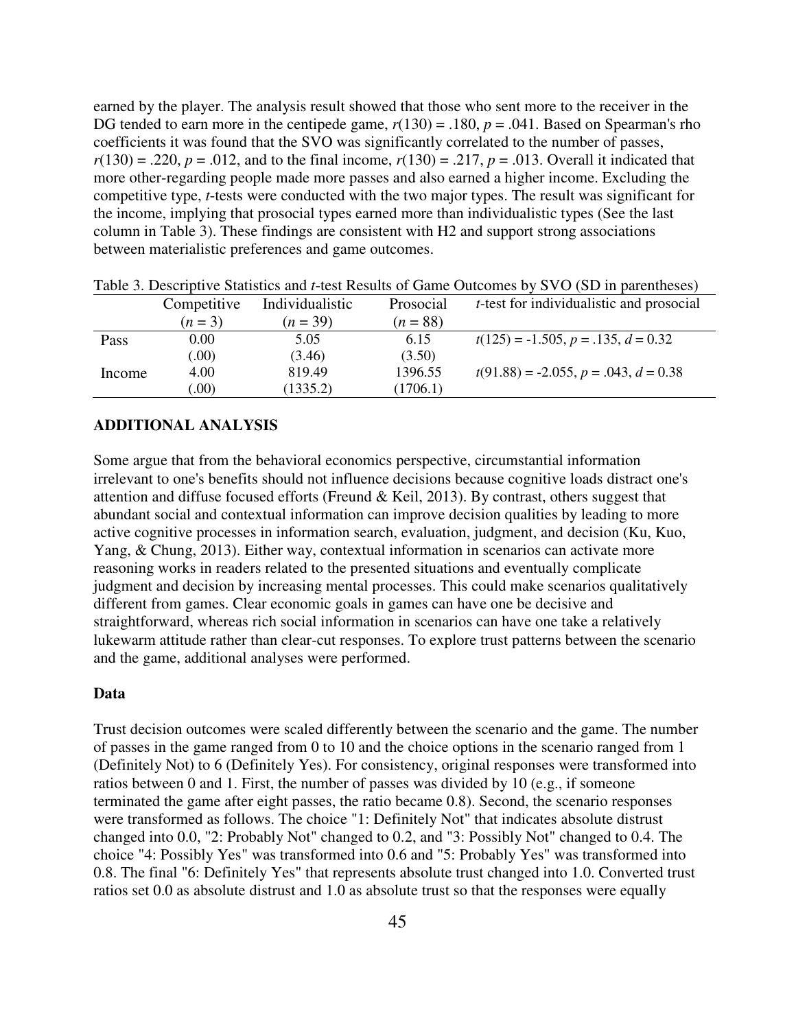earned by the player. The analysis result showed that those who sent more to the receiver in the DG tended to earn more in the centipede game, $r(130) = .180$, $p = .041$. Based on Spearman's rho coefficients it was found that the SVO was significantly correlated to the number of passes, $r(130) = .220$, $p = .012$, and to the final income, $r(130) = .217$, $p = .013$. Overall it indicated that more other-regarding people made more passes and also earned a higher income. Excluding the competitive type, *t*-tests were conducted with the two major types. The result was significant for the income, implying that prosocial types earned more than individualistic types (See the last column in Table 3). These findings are consistent with H2 and support strong associations between materialistic preferences and game outcomes.

Table 3. Descriptive Statistics and *t*-test Results of Game Outcomes by SVO (SD in parentheses)

| | Competitive ($n = 3$) | Individualistic ($n = 39$) | Prosocial ($n = 88$) | *t*-test for individualistic and prosocial |
|---|---|---|---|---|
| Pass | 0.00 | 5.05 | 6.15 | $t(125) = -1.505$, $p = .135$, $d = 0.32$ |
| | (.00) | (3.46) | (3.50) | |
| Income | 4.00 | 819.49 | 1396.55 | $t(91.88) = -2.055$, $p = .043$, $d = 0.38$ |
| | (.00) | (1335.2) | (1706.1) | |

## ADDITIONAL ANALYSIS

Some argue that from the behavioral economics perspective, circumstantial information irrelevant to one's benefits should not influence decisions because cognitive loads distract one's attention and diffuse focused efforts (Freund & Keil, 2013). By contrast, others suggest that abundant social and contextual information can improve decision qualities by leading to more active cognitive processes in information search, evaluation, judgment, and decision (Ku, Kuo, Yang, & Chung, 2013). Either way, contextual information in scenarios can activate more reasoning works in readers related to the presented situations and eventually complicate judgment and decision by increasing mental processes. This could make scenarios qualitatively different from games. Clear economic goals in games can have one be decisive and straightforward, whereas rich social information in scenarios can have one take a relatively lukewarm attitude rather than clear-cut responses. To explore trust patterns between the scenario and the game, additional analyses were performed.

### Data

Trust decision outcomes were scaled differently between the scenario and the game. The number of passes in the game ranged from 0 to 10 and the choice options in the scenario ranged from 1 (Definitely Not) to 6 (Definitely Yes). For consistency, original responses were transformed into ratios between 0 and 1. First, the number of passes was divided by 10 (e.g., if someone terminated the game after eight passes, the ratio became 0.8). Second, the scenario responses were transformed as follows. The choice "1: Definitely Not" that indicates absolute distrust changed into 0.0, "2: Probably Not" changed to 0.2, and "3: Possibly Not" changed to 0.4. The choice "4: Possibly Yes" was transformed into 0.6 and "5: Probably Yes" was transformed into 0.8. The final "6: Definitely Yes" that represents absolute trust changed into 1.0. Converted trust ratios set 0.0 as absolute distrust and 1.0 as absolute trust so that the responses were equally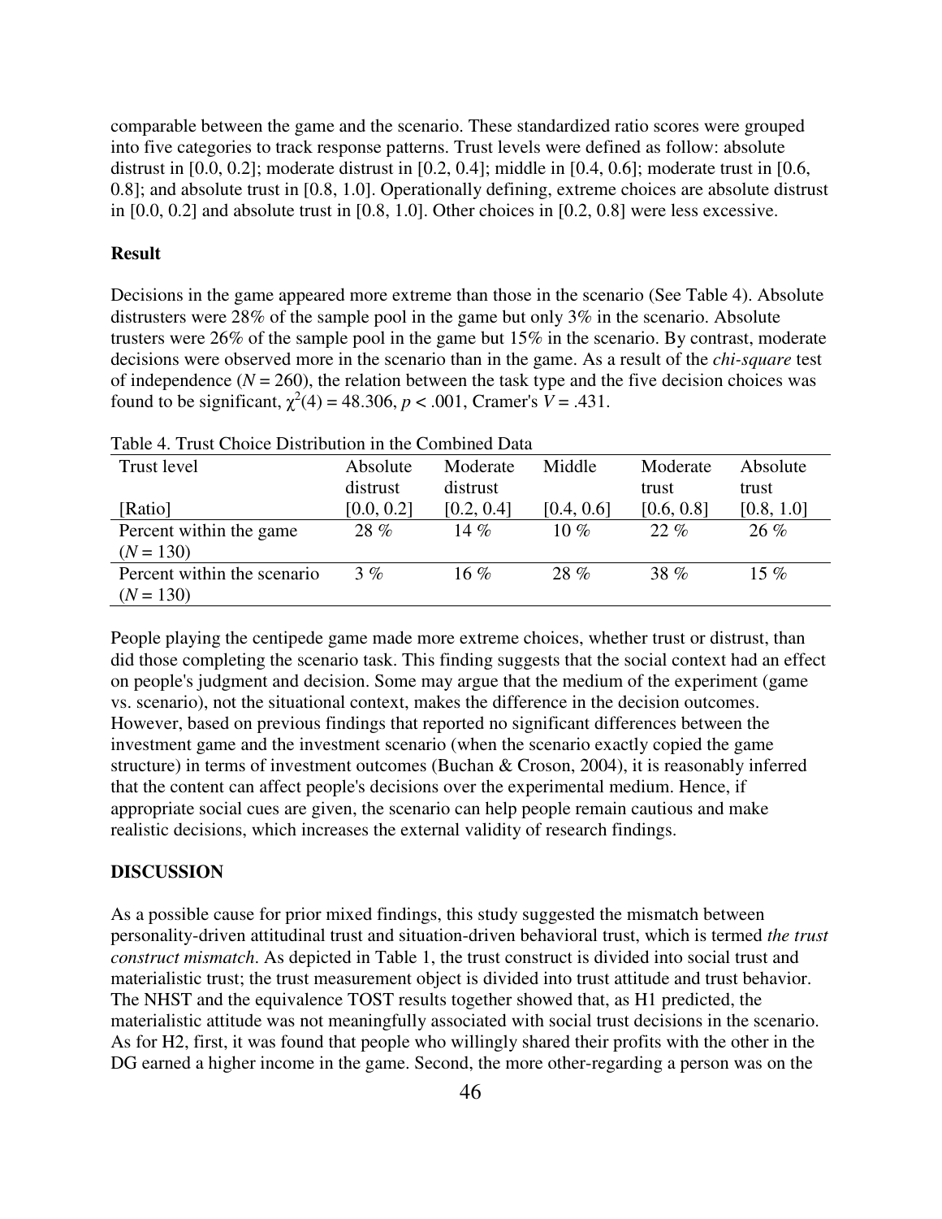comparable between the game and the scenario. These standardized ratio scores were grouped into five categories to track response patterns. Trust levels were defined as follow: absolute distrust in [0.0, 0.2]; moderate distrust in [0.2, 0.4]; middle in [0.4, 0.6]; moderate trust in [0.6, 0.8]; and absolute trust in [0.8, 1.0]. Operationally defining, extreme choices are absolute distrust in [0.0, 0.2] and absolute trust in [0.8, 1.0]. Other choices in [0.2, 0.8] were less excessive.

**Result**

Decisions in the game appeared more extreme than those in the scenario (See Table 4). Absolute distrusters were 28% of the sample pool in the game but only 3% in the scenario. Absolute trusters were 26% of the sample pool in the game but 15% in the scenario. By contrast, moderate decisions were observed more in the scenario than in the game. As a result of the *chi-square* test of independence ($N = 260$), the relation between the task type and the five decision choices was found to be significant, $\chi^2(4) = 48.306$, $p < .001$, Cramer's $V = .431$.

Table 4. Trust Choice Distribution in the Combined Data

| Trust level [Ratio] | Absolute distrust [0.0, 0.2] | Moderate distrust [0.2, 0.4] | Middle [0.4, 0.6] | Moderate trust [0.6, 0.8] | Absolute trust [0.8, 1.0] |
|---|---|---|---|---|---|
| Percent within the game ($N = 130$) | 28 % | 14 % | 10 % | 22 % | 26 % |
| Percent within the scenario ($N = 130$) | 3 % | 16 % | 28 % | 38 % | 15 % |

People playing the centipede game made more extreme choices, whether trust or distrust, than did those completing the scenario task. This finding suggests that the social context had an effect on people's judgment and decision. Some may argue that the medium of the experiment (game vs. scenario), not the situational context, makes the difference in the decision outcomes. However, based on previous findings that reported no significant differences between the investment game and the investment scenario (when the scenario exactly copied the game structure) in terms of investment outcomes (Buchan & Croson, 2004), it is reasonably inferred that the content can affect people's decisions over the experimental medium. Hence, if appropriate social cues are given, the scenario can help people remain cautious and make realistic decisions, which increases the external validity of research findings.

**DISCUSSION**

As a possible cause for prior mixed findings, this study suggested the mismatch between personality-driven attitudinal trust and situation-driven behavioral trust, which is termed *the trust construct mismatch*. As depicted in Table 1, the trust construct is divided into social trust and materialistic trust; the trust measurement object is divided into trust attitude and trust behavior. The NHST and the equivalence TOST results together showed that, as H1 predicted, the materialistic attitude was not meaningfully associated with social trust decisions in the scenario. As for H2, first, it was found that people who willingly shared their profits with the other in the DG earned a higher income in the game. Second, the more other-regarding a person was on the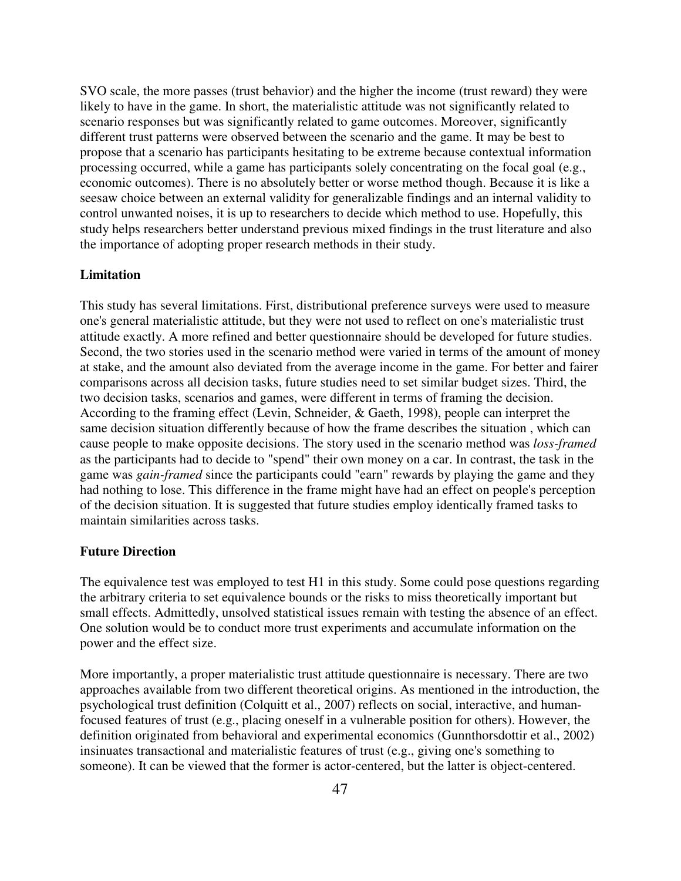SVO scale, the more passes (trust behavior) and the higher the income (trust reward) they were likely to have in the game. In short, the materialistic attitude was not significantly related to scenario responses but was significantly related to game outcomes. Moreover, significantly different trust patterns were observed between the scenario and the game. It may be best to propose that a scenario has participants hesitating to be extreme because contextual information processing occurred, while a game has participants solely concentrating on the focal goal (e.g., economic outcomes). There is no absolutely better or worse method though. Because it is like a seesaw choice between an external validity for generalizable findings and an internal validity to control unwanted noises, it is up to researchers to decide which method to use. Hopefully, this study helps researchers better understand previous mixed findings in the trust literature and also the importance of adopting proper research methods in their study.

### Limitation

This study has several limitations. First, distributional preference surveys were used to measure one's general materialistic attitude, but they were not used to reflect on one's materialistic trust attitude exactly. A more refined and better questionnaire should be developed for future studies. Second, the two stories used in the scenario method were varied in terms of the amount of money at stake, and the amount also deviated from the average income in the game. For better and fairer comparisons across all decision tasks, future studies need to set similar budget sizes. Third, the two decision tasks, scenarios and games, were different in terms of framing the decision. According to the framing effect (Levin, Schneider, & Gaeth, 1998), people can interpret the same decision situation differently because of how the frame describes the situation , which can cause people to make opposite decisions. The story used in the scenario method was *loss-framed* as the participants had to decide to "spend" their own money on a car. In contrast, the task in the game was *gain-framed* since the participants could "earn" rewards by playing the game and they had nothing to lose. This difference in the frame might have had an effect on people's perception of the decision situation. It is suggested that future studies employ identically framed tasks to maintain similarities across tasks.

### Future Direction

The equivalence test was employed to test H1 in this study. Some could pose questions regarding the arbitrary criteria to set equivalence bounds or the risks to miss theoretically important but small effects. Admittedly, unsolved statistical issues remain with testing the absence of an effect. One solution would be to conduct more trust experiments and accumulate information on the power and the effect size.

More importantly, a proper materialistic trust attitude questionnaire is necessary. There are two approaches available from two different theoretical origins. As mentioned in the introduction, the psychological trust definition (Colquitt et al., 2007) reflects on social, interactive, and human-focused features of trust (e.g., placing oneself in a vulnerable position for others). However, the definition originated from behavioral and experimental economics (Gunnthorsdottir et al., 2002) insinuates transactional and materialistic features of trust (e.g., giving one's something to someone). It can be viewed that the former is actor-centered, but the latter is object-centered.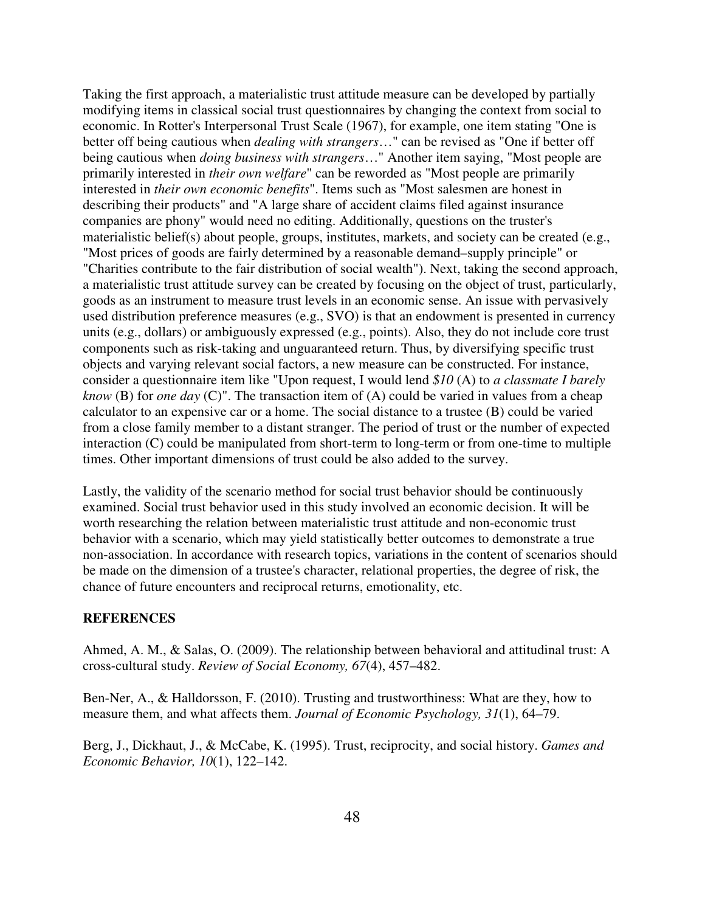Taking the first approach, a materialistic trust attitude measure can be developed by partially modifying items in classical social trust questionnaires by changing the context from social to economic. In Rotter's Interpersonal Trust Scale (1967), for example, one item stating "One is better off being cautious when *dealing with strangers*…" can be revised as "One if better off being cautious when *doing business with strangers*…" Another item saying, "Most people are primarily interested in *their own welfare*" can be reworded as "Most people are primarily interested in *their own economic benefits*". Items such as "Most salesmen are honest in describing their products" and "A large share of accident claims filed against insurance companies are phony" would need no editing. Additionally, questions on the truster's materialistic belief(s) about people, groups, institutes, markets, and society can be created (e.g., "Most prices of goods are fairly determined by a reasonable demand–supply principle" or "Charities contribute to the fair distribution of social wealth"). Next, taking the second approach, a materialistic trust attitude survey can be created by focusing on the object of trust, particularly, goods as an instrument to measure trust levels in an economic sense. An issue with pervasively used distribution preference measures (e.g., SVO) is that an endowment is presented in currency units (e.g., dollars) or ambiguously expressed (e.g., points). Also, they do not include core trust components such as risk-taking and unguaranteed return. Thus, by diversifying specific trust objects and varying relevant social factors, a new measure can be constructed. For instance, consider a questionnaire item like "Upon request, I would lend *$10* (A) to *a classmate I barely know* (B) for *one day* (C)". The transaction item of (A) could be varied in values from a cheap calculator to an expensive car or a home. The social distance to a trustee (B) could be varied from a close family member to a distant stranger. The period of trust or the number of expected interaction (C) could be manipulated from short-term to long-term or from one-time to multiple times. Other important dimensions of trust could be also added to the survey.

Lastly, the validity of the scenario method for social trust behavior should be continuously examined. Social trust behavior used in this study involved an economic decision. It will be worth researching the relation between materialistic trust attitude and non-economic trust behavior with a scenario, which may yield statistically better outcomes to demonstrate a true non-association. In accordance with research topics, variations in the content of scenarios should be made on the dimension of a trustee's character, relational properties, the degree of risk, the chance of future encounters and reciprocal returns, emotionality, etc.

**REFERENCES**

Ahmed, A. M., & Salas, O. (2009). The relationship between behavioral and attitudinal trust: A cross-cultural study. *Review of Social Economy, 67*(4), 457–482.

Ben-Ner, A., & Halldorsson, F. (2010). Trusting and trustworthiness: What are they, how to measure them, and what affects them. *Journal of Economic Psychology, 31*(1), 64–79.

Berg, J., Dickhaut, J., & McCabe, K. (1995). Trust, reciprocity, and social history. *Games and Economic Behavior, 10*(1), 122–142.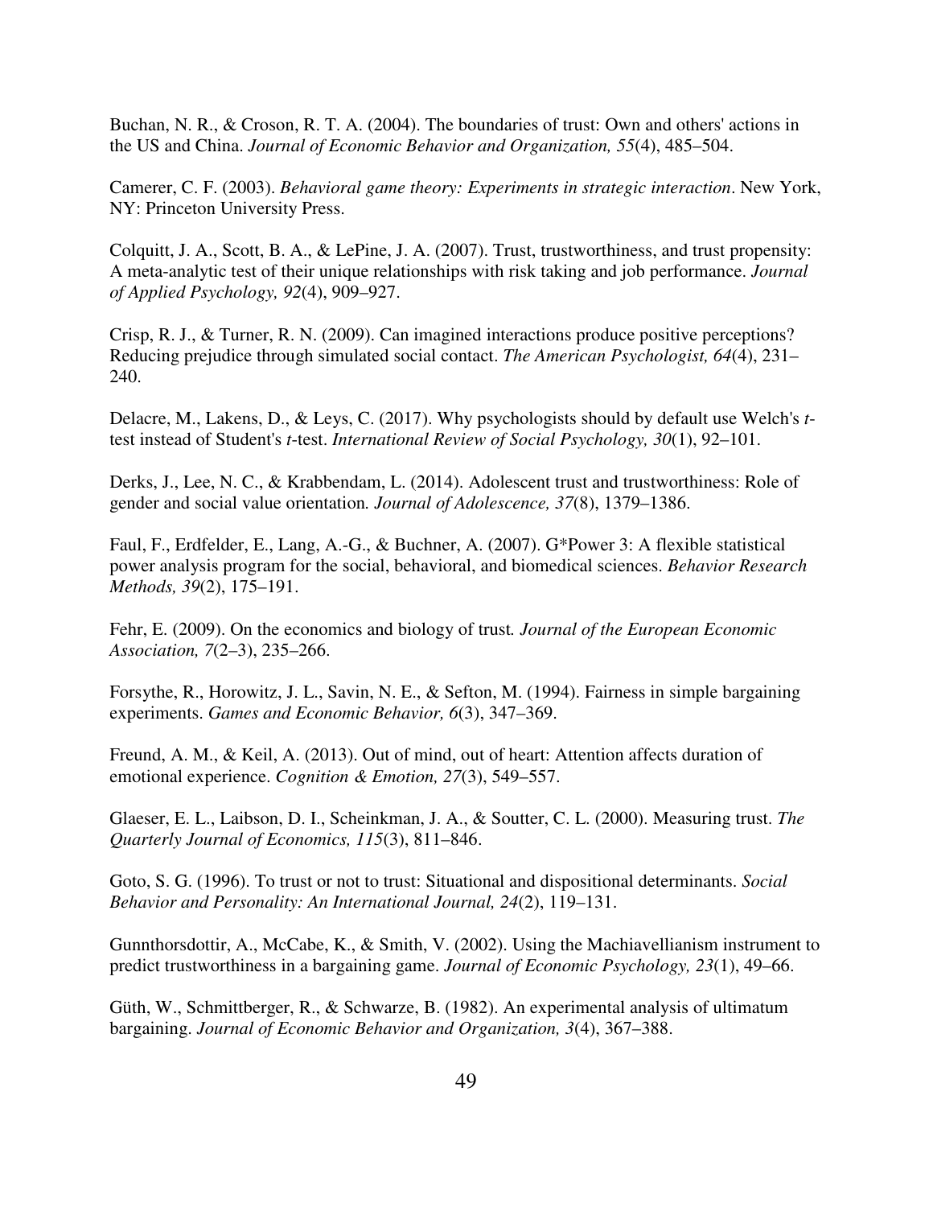Buchan, N. R., & Croson, R. T. A. (2004). The boundaries of trust: Own and others' actions in the US and China. *Journal of Economic Behavior and Organization, 55*(4), 485–504.

Camerer, C. F. (2003). *Behavioral game theory: Experiments in strategic interaction*. New York, NY: Princeton University Press.

Colquitt, J. A., Scott, B. A., & LePine, J. A. (2007). Trust, trustworthiness, and trust propensity: A meta-analytic test of their unique relationships with risk taking and job performance. *Journal of Applied Psychology, 92*(4), 909–927.

Crisp, R. J., & Turner, R. N. (2009). Can imagined interactions produce positive perceptions? Reducing prejudice through simulated social contact. *The American Psychologist, 64*(4), 231–240.

Delacre, M., Lakens, D., & Leys, C. (2017). Why psychologists should by default use Welch's *t*-test instead of Student's *t*-test. *International Review of Social Psychology, 30*(1), 92–101.

Derks, J., Lee, N. C., & Krabbendam, L. (2014). Adolescent trust and trustworthiness: Role of gender and social value orientation*. Journal of Adolescence, 37*(8), 1379–1386.

Faul, F., Erdfelder, E., Lang, A.-G., & Buchner, A. (2007). G*Power 3: A flexible statistical power analysis program for the social, behavioral, and biomedical sciences. *Behavior Research Methods, 39*(2), 175–191.

Fehr, E. (2009). On the economics and biology of trust*. Journal of the European Economic Association, 7*(2–3), 235–266.

Forsythe, R., Horowitz, J. L., Savin, N. E., & Sefton, M. (1994). Fairness in simple bargaining experiments. *Games and Economic Behavior, 6*(3), 347–369.

Freund, A. M., & Keil, A. (2013). Out of mind, out of heart: Attention affects duration of emotional experience. *Cognition & Emotion, 27*(3), 549–557.

Glaeser, E. L., Laibson, D. I., Scheinkman, J. A., & Soutter, C. L. (2000). Measuring trust. *The Quarterly Journal of Economics, 115*(3), 811–846.

Goto, S. G. (1996). To trust or not to trust: Situational and dispositional determinants. *Social Behavior and Personality: An International Journal, 24*(2), 119–131.

Gunnthorsdottir, A., McCabe, K., & Smith, V. (2002). Using the Machiavellianism instrument to predict trustworthiness in a bargaining game. *Journal of Economic Psychology, 23*(1), 49–66.

Güth, W., Schmittberger, R., & Schwarze, B. (1982). An experimental analysis of ultimatum bargaining. *Journal of Economic Behavior and Organization, 3*(4), 367–388.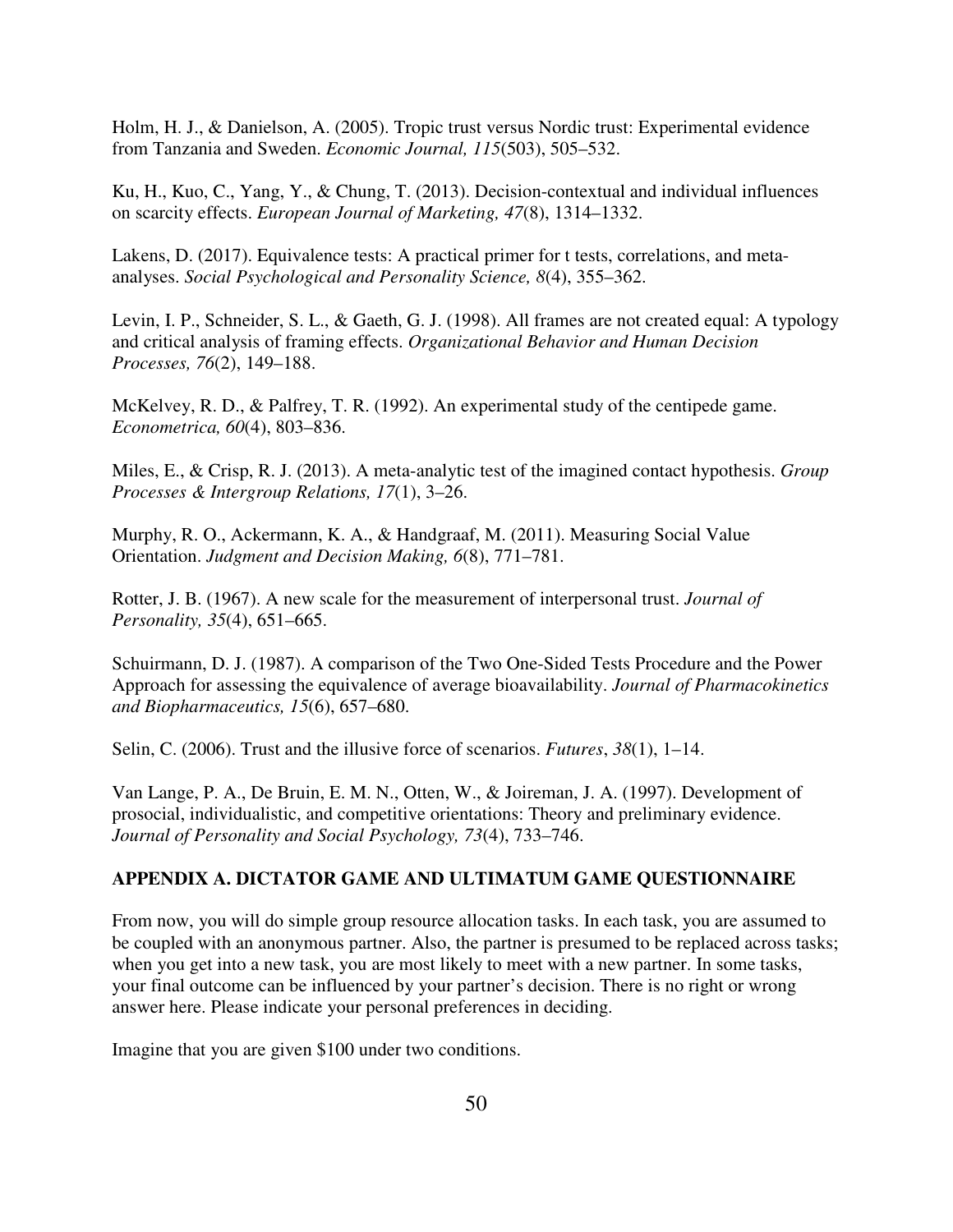Holm, H. J., & Danielson, A. (2005). Tropic trust versus Nordic trust: Experimental evidence from Tanzania and Sweden. *Economic Journal, 115*(503), 505–532.

Ku, H., Kuo, C., Yang, Y., & Chung, T. (2013). Decision-contextual and individual influences on scarcity effects. *European Journal of Marketing, 47*(8), 1314–1332.

Lakens, D. (2017). Equivalence tests: A practical primer for t tests, correlations, and meta-analyses. *Social Psychological and Personality Science, 8*(4), 355–362.

Levin, I. P., Schneider, S. L., & Gaeth, G. J. (1998). All frames are not created equal: A typology and critical analysis of framing effects. *Organizational Behavior and Human Decision Processes, 76*(2), 149–188.

McKelvey, R. D., & Palfrey, T. R. (1992). An experimental study of the centipede game. *Econometrica, 60*(4), 803–836.

Miles, E., & Crisp, R. J. (2013). A meta-analytic test of the imagined contact hypothesis. *Group Processes & Intergroup Relations, 17*(1), 3–26.

Murphy, R. O., Ackermann, K. A., & Handgraaf, M. (2011). Measuring Social Value Orientation. *Judgment and Decision Making, 6*(8), 771–781.

Rotter, J. B. (1967). A new scale for the measurement of interpersonal trust. *Journal of Personality, 35*(4), 651–665.

Schuirmann, D. J. (1987). A comparison of the Two One-Sided Tests Procedure and the Power Approach for assessing the equivalence of average bioavailability. *Journal of Pharmacokinetics and Biopharmaceutics, 15*(6), 657–680.

Selin, C. (2006). Trust and the illusive force of scenarios. *Futures*, *38*(1), 1–14.

Van Lange, P. A., De Bruin, E. M. N., Otten, W., & Joireman, J. A. (1997). Development of prosocial, individualistic, and competitive orientations: Theory and preliminary evidence. *Journal of Personality and Social Psychology, 73*(4), 733–746.

## APPENDIX A. DICTATOR GAME AND ULTIMATUM GAME QUESTIONNAIRE

From now, you will do simple group resource allocation tasks. In each task, you are assumed to be coupled with an anonymous partner. Also, the partner is presumed to be replaced across tasks; when you get into a new task, you are most likely to meet with a new partner. In some tasks, your final outcome can be influenced by your partner's decision. There is no right or wrong answer here. Please indicate your personal preferences in deciding.

Imagine that you are given $100 under two conditions.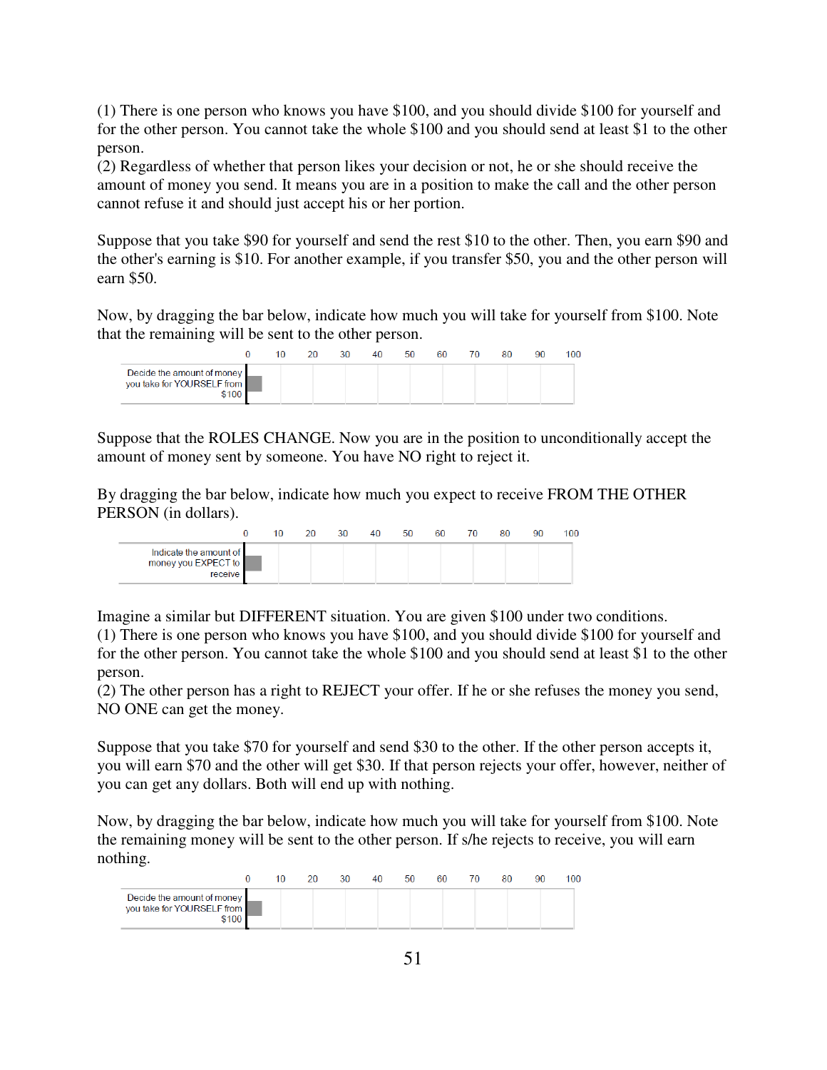(1) There is one person who knows you have $100, and you should divide $100 for yourself and for the other person. You cannot take the whole $100 and you should send at least $1 to the other person.
(2) Regardless of whether that person likes your decision or not, he or she should receive the amount of money you send. It means you are in a position to make the call and the other person cannot refuse it and should just accept his or her portion.

Suppose that you take $90 for yourself and send the rest $10 to the other. Then, you earn $90 and the other's earning is $10. For another example, if you transfer $50, you and the other person will earn $50.

Now, by dragging the bar below, indicate how much you will take for yourself from $100. Note that the remaining will be sent to the other person.

| | 0 | 10 | 20 | 30 | 40 | 50 | 60 | 70 | 80 | 90 | 100 |
|---|---|---|---|---|---|---|---|---|---|---|---|
| Decide the amount of money you take for YOURSELF from $100 | | | | | | | | | | | |

Suppose that the ROLES CHANGE. Now you are in the position to unconditionally accept the amount of money sent by someone. You have NO right to reject it.

By dragging the bar below, indicate how much you expect to receive FROM THE OTHER PERSON (in dollars).

| | 0 | 10 | 20 | 30 | 40 | 50 | 60 | 70 | 80 | 90 | 100 |
|---|---|---|---|---|---|---|---|---|---|---|---|
| Indicate the amount of money you EXPECT to receive | | | | | | | | | | | |

Imagine a similar but DIFFERENT situation. You are given $100 under two conditions.
(1) There is one person who knows you have $100, and you should divide $100 for yourself and for the other person. You cannot take the whole $100 and you should send at least $1 to the other person.
(2) The other person has a right to REJECT your offer. If he or she refuses the money you send, NO ONE can get the money.

Suppose that you take $70 for yourself and send $30 to the other. If the other person accepts it, you will earn $70 and the other will get $30. If that person rejects your offer, however, neither of you can get any dollars. Both will end up with nothing.

Now, by dragging the bar below, indicate how much you will take for yourself from $100. Note the remaining money will be sent to the other person. If s/he rejects to receive, you will earn nothing.

| | 0 | 10 | 20 | 30 | 40 | 50 | 60 | 70 | 80 | 90 | 100 |
|---|---|---|---|---|---|---|---|---|---|---|---|
| Decide the amount of money you take for YOURSELF from $100 | | | | | | | | | | | |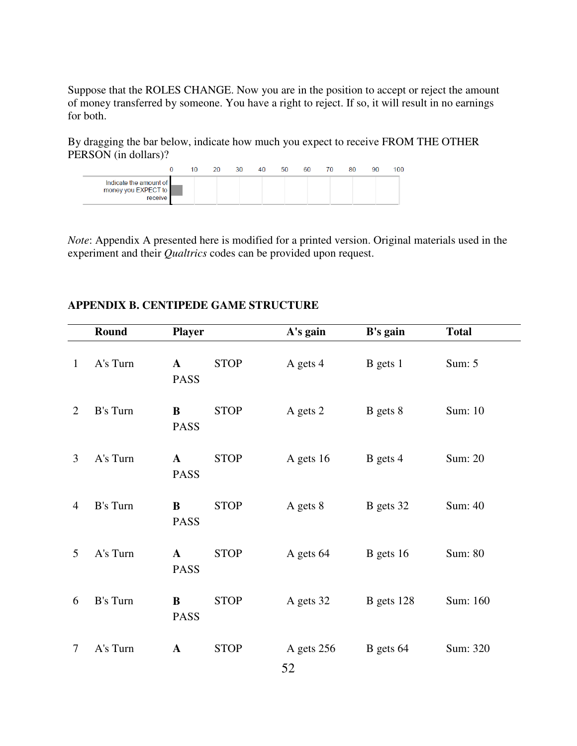Suppose that the ROLES CHANGE. Now you are in the position to accept or reject the amount of money transferred by someone. You have a right to reject. If so, it will result in no earnings for both.

By dragging the bar below, indicate how much you expect to receive FROM THE OTHER PERSON (in dollars)?

| | 0 | 10 | 20 | 30 | 40 | 50 | 60 | 70 | 80 | 90 | 100 |
|---|---|---|---|---|---|---|---|---|---|---|---|
| Indicate the amount of money you EXPECT to receive | | | | | | | | | | | |

*Note*: Appendix A presented here is modified for a printed version. Original materials used in the experiment and their *Qualtrics* codes can be provided upon request.

## APPENDIX B. CENTIPEDE GAME STRUCTURE

| | Round | Player | | A's gain | B's gain | Total |
|---|---|---|---|---|---|---|
| 1 | A's Turn | **A** | STOP | A gets 4 | B gets 1 | Sum: 5 |
| | | PASS | | | | |
| 2 | B's Turn | **B** | STOP | A gets 2 | B gets 8 | Sum: 10 |
| | | PASS | | | | |
| 3 | A's Turn | **A** | STOP | A gets 16 | B gets 4 | Sum: 20 |
| | | PASS | | | | |
| 4 | B's Turn | **B** | STOP | A gets 8 | B gets 32 | Sum: 40 |
| | | PASS | | | | |
| 5 | A's Turn | **A** | STOP | A gets 64 | B gets 16 | Sum: 80 |
| | | PASS | | | | |
| 6 | B's Turn | **B** | STOP | A gets 32 | B gets 128 | Sum: 160 |
| | | PASS | | | | |
| 7 | A's Turn | **A** | STOP | A gets 256 | B gets 64 | Sum: 320 |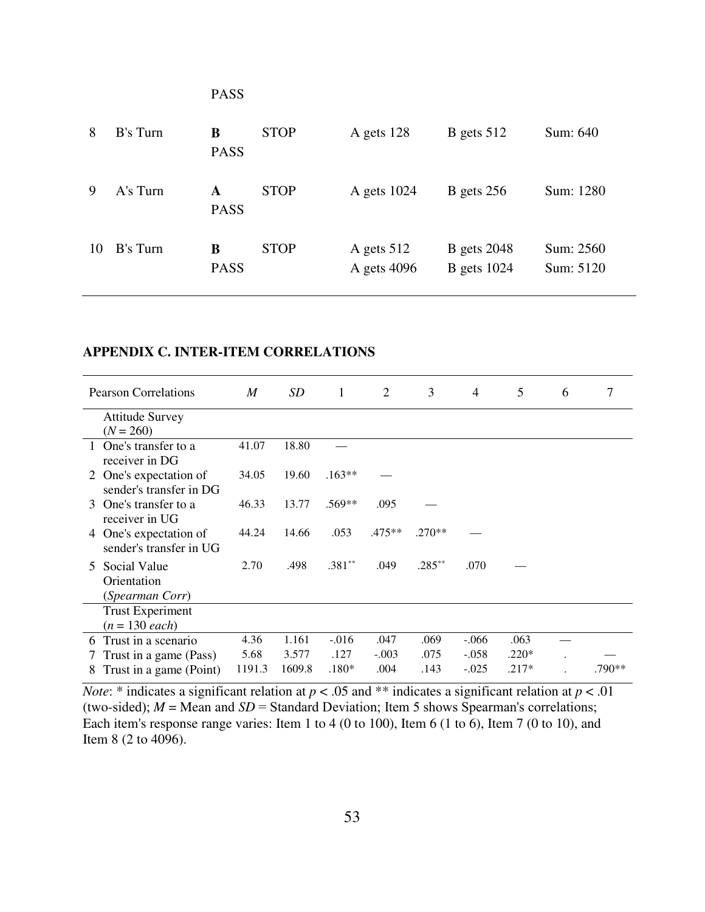| | | | | | | |
|---|---|---|---|---|---|---|
| | | PASS | | | | |
| 8 | B's Turn | **B** PASS | STOP | A gets 128 | B gets 512 | Sum: 640 |
| 9 | A's Turn | **A** PASS | STOP | A gets 1024 | B gets 256 | Sum: 1280 |
| 10 | B's Turn | **B** PASS | STOP | A gets 512<br>A gets 4096 | B gets 2048<br>B gets 1024 | Sum: 2560<br>Sum: 5120 |

## APPENDIX C. INTER-ITEM CORRELATIONS

| Pearson Correlations | *M* | *SD* | 1 | 2 | 3 | 4 | 5 | 6 | 7 |
|---|---|---|---|---|---|---|---|---|---|
| Attitude Survey ($N = 260$) | | | | | | | | | |
| 1 One's transfer to a receiver in DG | 41.07 | 18.80 | — | | | | | | |
| 2 One's expectation of sender's transfer in DG | 34.05 | 19.60 | .163** | — | | | | | |
| 3 One's transfer to a receiver in UG | 46.33 | 13.77 | .569** | .095 | — | | | | |
| 4 One's expectation of sender's transfer in UG | 44.24 | 14.66 | .053 | .475** | .270** | — | | | |
| 5 Social Value Orientation (*Spearman Corr*) | 2.70 | .498 | .381** | .049 | .285** | .070 | — | | |
| Trust Experiment ($n = 130$ *each*) | | | | | | | | | |
| 6 Trust in a scenario | 4.36 | 1.161 | -.016 | .047 | .069 | -.066 | .063 | — | |
| 7 Trust in a game (Pass) | 5.68 | 3.577 | .127 | -.003 | .075 | -.058 | .220* | . | — |
| 8 Trust in a game (Point) | 1191.3 | 1609.8 | .180* | .004 | .143 | -.025 | .217* | . | .790** |

*Note*: * indicates a significant relation at $p < .05$ and ** indicates a significant relation at $p < .01$ (two-sided); $M$ = Mean and $SD$ = Standard Deviation; Item 5 shows Spearman's correlations; Each item's response range varies: Item 1 to 4 (0 to 100), Item 6 (1 to 6), Item 7 (0 to 10), and Item 8 (2 to 4096).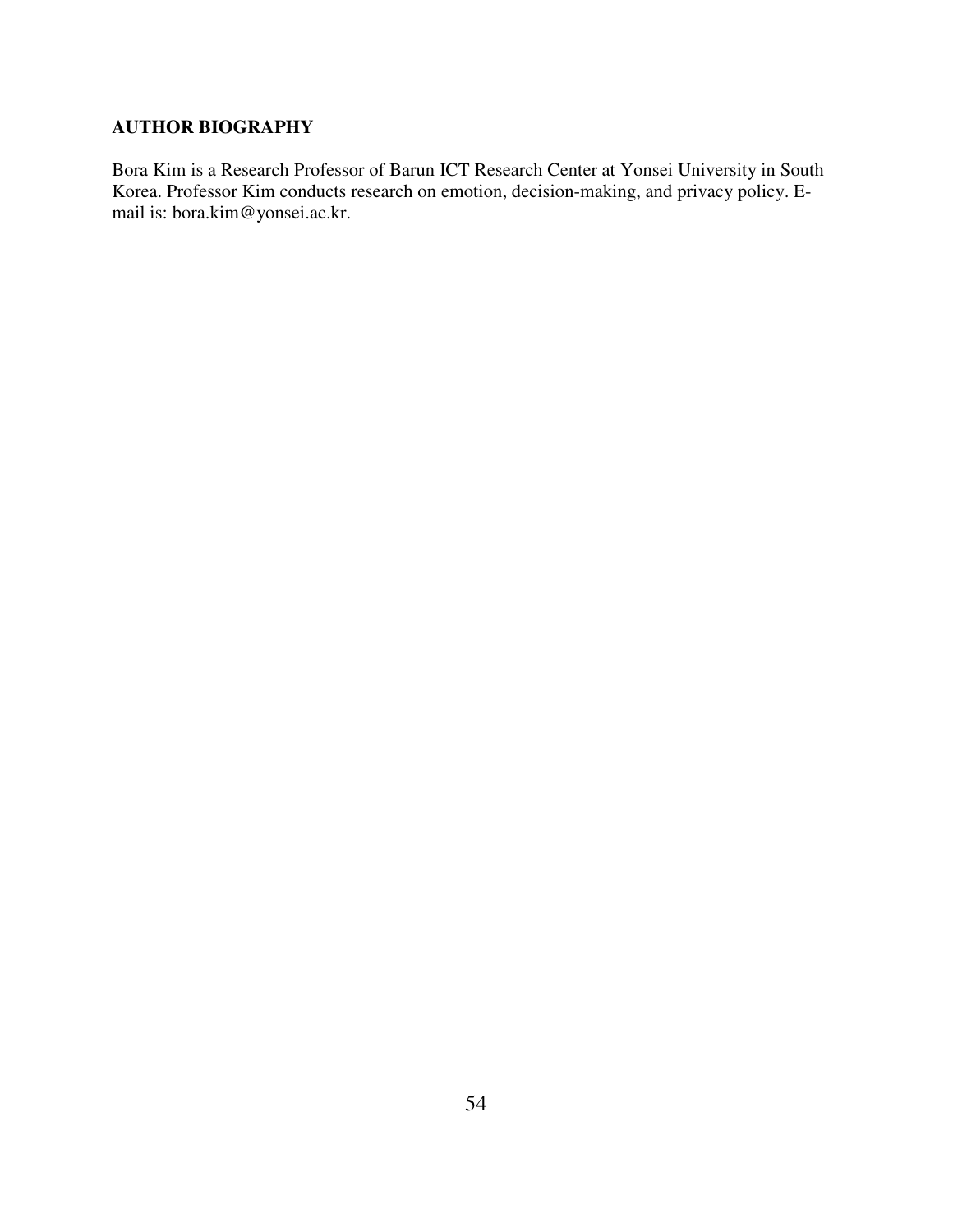## AUTHOR BIOGRAPHY

Bora Kim is a Research Professor of Barun ICT Research Center at Yonsei University in South Korea. Professor Kim conducts research on emotion, decision-making, and privacy policy. E-mail is: bora.kim@yonsei.ac.kr.